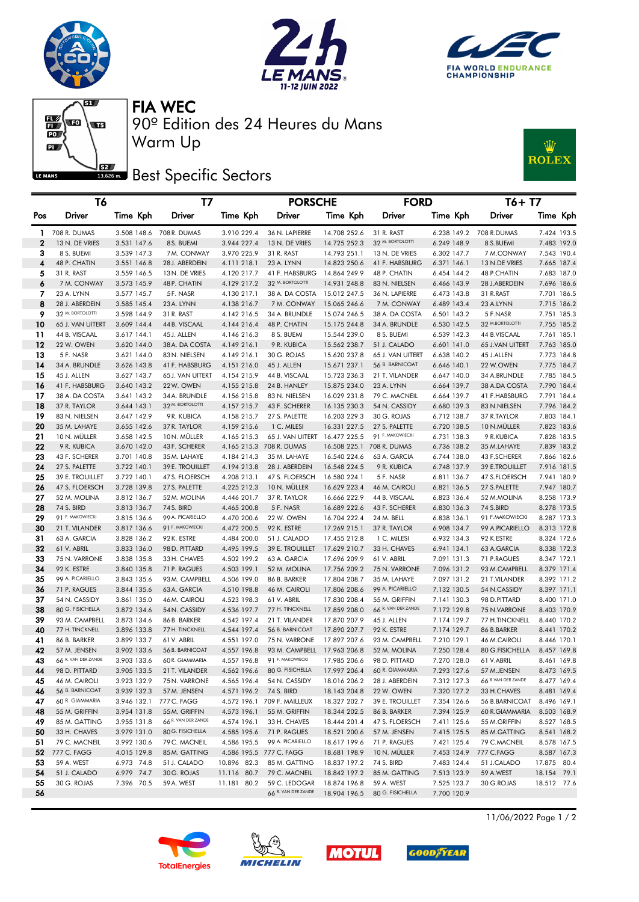# FIA WEC

90º Edition des 24 Heures du Mans

Warm Up

## Best Specific Sectors

| Pos | T6 Driver | Time | Kph | T7 Driver | Time | Kph | PORSCHE Driver | Time | Kph | FORD Driver | Time | Kph | T6+ T7 Driver | Time | Kph |
|---|---|---|---|---|---|---|---|---|---|---|---|---|---|---|---|
| 1 | 708 R. DUMAS | 3.508 | 148.6 | 708 R. DUMAS | 3.910 | 229.4 | 36 N. LAPIERRE | 14.708 | 252.6 | 31 R. RAST | 6.238 | 149.2 | 708 R.DUMAS | 7.424 | 193.5 |
| 2 | 13 N. DE VRIES | 3.531 | 147.6 | 8 S. BUEMI | 3.944 | 227.4 | 13 N. DE VRIES | 14.725 | 252.3 | 32 M. BORTOLOTTI | 6.249 | 148.9 | 8 S.BUEMI | 7.483 | 192.0 |
| 3 | 8 S. BUEMI | 3.539 | 147.3 | 7 M. CONWAY | 3.970 | 225.9 | 31 R. RAST | 14.793 | 251.1 | 13 N. DE VRIES | 6.302 | 147.7 | 7 M.CONWAY | 7.543 | 190.4 |
| 4 | 48 P. CHATIN | 3.551 | 146.8 | 28 J. ABERDEIN | 4.111 | 218.1 | 23 A. LYNN | 14.823 | 250.6 | 41 F. HABSBURG | 6.371 | 146.1 | 13 N.DE VRIES | 7.665 | 187.4 |
| 5 | 31 R. RAST | 3.559 | 146.5 | 13 N. DE VRIES | 4.120 | 217.7 | 41 F. HABSBURG | 14.864 | 249.9 | 48 P. CHATIN | 6.454 | 144.2 | 48 P.CHATIN | 7.683 | 187.0 |
| 6 | 7 M. CONWAY | 3.573 | 145.9 | 48 P. CHATIN | 4.129 | 217.2 | 32 M. BORTOLOTTI | 14.931 | 248.8 | 83 N. NIELSEN | 6.466 | 143.9 | 28 J.ABERDEIN | 7.696 | 186.6 |
| 7 | 23 A. LYNN | 3.577 | 145.7 | 5 F. NASR | 4.130 | 217.1 | 38 A. DA COSTA | 15.012 | 247.5 | 36 N. LAPIERRE | 6.473 | 143.8 | 31 R.RAST | 7.701 | 186.5 |
| 8 | 28 J. ABERDEIN | 3.585 | 145.4 | 23 A. LYNN | 4.138 | 216.7 | 7 M. CONWAY | 15.065 | 246.6 | 7 M. CONWAY | 6.489 | 143.4 | 23 A.LYNN | 7.715 | 186.2 |
| 9 | 32 M. BORTOLOTTI | 3.598 | 144.9 | 31 R. RAST | 4.142 | 216.5 | 34 A. BRUNDLE | 15.074 | 246.5 | 38 A. DA COSTA | 6.501 | 143.2 | 5 F.NASR | 7.751 | 185.3 |
| 10 | 65 J. VAN UITERT | 3.609 | 144.4 | 44 B. VISCAAL | 4.144 | 216.4 | 48 P. CHATIN | 15.175 | 244.8 | 34 A. BRUNDLE | 6.530 | 142.5 | 32 M.BORTOLOTTI | 7.755 | 185.2 |
| 11 | 44 B. VISCAAL | 3.617 | 144.1 | 45 J. ALLEN | 4.146 | 216.3 | 8 S. BUEMI | 15.544 | 239.0 | 8 S. BUEMI | 6.539 | 142.3 | 44 B.VISCAAL | 7.761 | 185.1 |
| 12 | 22 W. OWEN | 3.620 | 144.0 | 38 A. DA COSTA | 4.149 | 216.1 | 9 R. KUBICA | 15.562 | 238.7 | 51 J. CALADO | 6.601 | 141.0 | 65 J.VAN UITERT | 7.763 | 185.0 |
| 13 | 5 F. NASR | 3.621 | 144.0 | 83 N. NIELSEN | 4.149 | 216.1 | 30 G. ROJAS | 15.620 | 237.8 | 65 J. VAN UITERT | 6.638 | 140.2 | 45 J.ALLEN | 7.773 | 184.8 |
| 14 | 34 A. BRUNDLE | 3.626 | 143.8 | 41 F. HABSBURG | 4.151 | 216.0 | 45 J. ALLEN | 15.671 | 237.1 | 56 B. BARNICOAT | 6.646 | 140.1 | 22 W.OWEN | 7.775 | 184.7 |
| 15 | 45 J. ALLEN | 3.627 | 143.7 | 65 J. VAN UITERT | 4.154 | 215.9 | 44 B. VISCAAL | 15.723 | 236.3 | 21 T. VILANDER | 6.647 | 140.0 | 34 A.BRUNDLE | 7.785 | 184.5 |
| 16 | 41 F. HABSBURG | 3.640 | 143.2 | 22 W. OWEN | 4.155 | 215.8 | 24 B. HANLEY | 15.875 | 234.0 | 23 A. LYNN | 6.664 | 139.7 | 38 A.DA COSTA | 7.790 | 184.4 |
| 17 | 38 A. DA COSTA | 3.641 | 143.2 | 34 A. BRUNDLE | 4.156 | 215.8 | 83 N. NIELSEN | 16.029 | 231.8 | 79 C. MACNEIL | 6.664 | 139.7 | 41 F.HABSBURG | 7.791 | 184.4 |
| 18 | 37 R. TAYLOR | 3.644 | 143.1 | 32 M. BORTOLOTTI | 4.157 | 215.7 | 43 F. SCHERER | 16.135 | 230.3 | 54 N. CASSIDY | 6.680 | 139.3 | 83 N.NIELSEN | 7.796 | 184.2 |
| 19 | 83 N. NIELSEN | 3.647 | 142.9 | 9 R. KUBICA | 4.158 | 215.7 | 27 S. PALETTE | 16.203 | 229.3 | 30 G. ROJAS | 6.712 | 138.7 | 37 R.TAYLOR | 7.803 | 184.1 |
| 20 | 35 M. LAHAYE | 3.655 | 142.6 | 37 R. TAYLOR | 4.159 | 215.6 | 1 C. MILESI | 16.331 | 227.5 | 27 S. PALETTE | 6.720 | 138.5 | 10 N.MÜLLER | 7.823 | 183.6 |
| 21 | 10 N. MÜLLER | 3.658 | 142.5 | 10 N. MÜLLER | 4.165 | 215.3 | 65 J. VAN UITERT | 16.477 | 225.5 | 91 F. MAKOWIECKI | 6.731 | 138.3 | 9 R.KUBICA | 7.828 | 183.5 |
| 22 | 9 R. KUBICA | 3.670 | 142.0 | 43 F. SCHERER | 4.165 | 215.3 | 708 R. DUMAS | 16.508 | 225.1 | 708 R. DUMAS | 6.736 | 138.2 | 35 M.LAHAYE | 7.839 | 183.2 |
| 23 | 43 F. SCHERER | 3.701 | 140.8 | 35 M. LAHAYE | 4.184 | 214.3 | 35 M. LAHAYE | 16.540 | 224.6 | 63 A. GARCIA | 6.744 | 138.0 | 43 F.SCHERER | 7.866 | 182.6 |
| 24 | 27 S. PALETTE | 3.722 | 140.1 | 39 E. TROUILLET | 4.194 | 213.8 | 28 J. ABERDEIN | 16.548 | 224.5 | 9 R. KUBICA | 6.748 | 137.9 | 39 E.TROUILLET | 7.916 | 181.5 |
| 25 | 39 E. TROUILLET | 3.722 | 140.1 | 47 S. FLOERSCH | 4.208 | 213.1 | 47 S. FLOERSCH | 16.580 | 224.1 | 5 F. NASR | 6.811 | 136.7 | 47 S.FLOERSCH | 7.941 | 180.9 |
| 26 | 47 S. FLOERSCH | 3.728 | 139.8 | 27 S. PALETTE | 4.225 | 212.3 | 10 N. MÜLLER | 16.629 | 223.4 | 46 M. CAIROLI | 6.821 | 136.5 | 27 S.PALETTE | 7.947 | 180.7 |
| 27 | 52 M. MOLINA | 3.812 | 136.7 | 52 M. MOLINA | 4.446 | 201.7 | 37 R. TAYLOR | 16.666 | 222.9 | 44 B. VISCAAL | 6.823 | 136.4 | 52 M.MOLINA | 8.258 | 173.9 |
| 28 | 74 S. BIRD | 3.813 | 136.7 | 74 S. BIRD | 4.465 | 200.8 | 5 F. NASR | 16.689 | 222.6 | 43 F. SCHERER | 6.830 | 136.3 | 74 S.BIRD | 8.278 | 173.5 |
| 29 | 91 F. MAKOWIECKI | 3.815 | 136.6 | 99 A. PICARIELLO | 4.470 | 200.6 | 22 W. OWEN | 16.704 | 222.4 | 24 M. BELL | 6.838 | 136.1 | 91 F.MAKOWIECKI | 8.287 | 173.3 |
| 30 | 21 T. VILANDER | 3.817 | 136.6 | 91 F. MAKOWIECKI | 4.472 | 200.5 | 92 K. ESTRE | 17.269 | 215.1 | 37 R. TAYLOR | 6.908 | 134.7 | 99 A.PICARIELLO | 8.313 | 172.8 |
| 31 | 63 A. GARCIA | 3.828 | 136.2 | 92 K. ESTRE | 4.484 | 200.0 | 51 J. CALADO | 17.455 | 212.8 | 1 C. MILESI | 6.932 | 134.3 | 92 K.ESTRE | 8.324 | 172.6 |
| 32 | 61 V. ABRIL | 3.833 | 136.0 | 98 D. PITTARD | 4.495 | 199.5 | 39 E. TROUILLET | 17.629 | 210.7 | 33 H. CHAVES | 6.941 | 134.1 | 63 A.GARCIA | 8.338 | 172.2 |
| 33 | 75 N. VARRONE | 3.838 | 135.8 | 33 H. CHAVES | 4.502 | 199.2 | 63 A. GARCIA | 17.696 | 209.9 | 61 V. ABRIL | 7.091 | 131.3 | 71 P.RAGUES | 8.347 | 172.1 |
| 34 | 92 K. ESTRE | 3.840 | 135.8 | 71 P. RAGUES | 4.503 | 199.1 | 52 M. MOLINA | 17.756 | 209.2 | 75 N. VARRONE | 7.096 | 131.2 | 93 M.CAMPBELL | 8.379 | 171.4 |
| 35 | 99 A. PICARIELLO | 3.843 | 135.6 | 93 M. CAMPBELL | 4.506 | 199.0 | 86 B. BARKER | 17.804 | 208.7 | 35 M. LAHAYE | 7.097 | 131.2 | 21 T.VILANDER | 8.392 | 171.2 |
| 36 | 71 P. RAGUES | 3.844 | 135.6 | 63 A. GARCIA | 4.510 | 198.8 | 46 M. CAIROLI | 17.806 | 208.6 | 99 A. PICARIELLO | 7.132 | 130.5 | 54 N.CASSIDY | 8.397 | 171.1 |
| 37 | 54 N. CASSIDY | 3.861 | 135.0 | 46 M. CAIROLI | 4.523 | 198.3 | 61 V. ABRIL | 17.830 | 208.4 | 55 M. GRIFFIN | 7.141 | 130.3 | 98 D.PITTARD | 8.400 | 171.0 |
| 38 | 80 G. FISICHELLA | 3.872 | 134.6 | 54 N. CASSIDY | 4.536 | 197.7 | 77 H. TINCKNELL | 17.859 | 208.0 | 66 R. VAN DER ZANDE | 7.172 | 129.8 | 75 N.VARRONE | 8.403 | 170.9 |
| 39 | 93 M. CAMPBELL | 3.873 | 134.6 | 86 B. BARKER | 4.542 | 197.4 | 21 T. VILANDER | 17.870 | 207.9 | 45 J. ALLEN | 7.174 | 129.7 | 77 H.TINCKNELL | 8.440 | 170.2 |
| 40 | 77 H. TINCKNELL | 3.896 | 133.8 | 77 H. TINCKNELL | 4.544 | 197.4 | 56 B. BARNICOAT | 17.890 | 207.7 | 92 K. ESTRE | 7.174 | 129.7 | 86 B.BARKER | 8.441 | 170.2 |
| 41 | 86 B. BARKER | 3.899 | 133.7 | 61 V. ABRIL | 4.551 | 197.0 | 75 N. VARRONE | 17.897 | 207.6 | 93 M. CAMPBELL | 7.210 | 129.1 | 46 M.CAIROLI | 8.446 | 170.1 |
| 42 | 57 M. JENSEN | 3.902 | 133.6 | 56 B. BARNICOAT | 4.557 | 196.8 | 93 M. CAMPBELL | 17.963 | 206.8 | 52 M. MOLINA | 7.250 | 128.4 | 80 G.FISICHELLA | 8.457 | 169.8 |
| 43 | 66 R. VAN DER ZANDE | 3.903 | 133.6 | 60 R. GIAMMARIA | 4.557 | 196.8 | 91 F. MAKOWIECKI | 17.985 | 206.6 | 98 D. PITTARD | 7.270 | 128.0 | 61 V.ABRIL | 8.461 | 169.8 |
| 44 | 98 D. PITTARD | 3.905 | 133.5 | 21 T. VILANDER | 4.562 | 196.6 | 80 G. FISICHELLA | 17.997 | 206.4 | 60 R. GIAMMARIA | 7.293 | 127.6 | 57 M.JENSEN | 8.473 | 169.5 |
| 45 | 46 M. CAIROLI | 3.923 | 132.9 | 75 N. VARRONE | 4.565 | 196.4 | 54 N. CASSIDY | 18.016 | 206.2 | 28 J. ABERDEIN | 7.312 | 127.3 | 66 R.VAN DER ZANDE | 8.477 | 169.4 |
| 46 | 56 B. BARNICOAT | 3.939 | 132.3 | 57 M. JENSEN | 4.571 | 196.2 | 74 S. BIRD | 18.143 | 204.8 | 22 W. OWEN | 7.320 | 127.2 | 33 H.CHAVES | 8.481 | 169.4 |
| 47 | 60 R. GIAMMARIA | 3.946 | 132.1 | 777 C. FAGG | 4.572 | 196.1 | 709 F. MAILLEUX | 18.327 | 202.7 | 39 E. TROUILLET | 7.354 | 126.6 | 56 B.BARNICOAT | 8.496 | 169.1 |
| 48 | 55 M. GRIFFIN | 3.954 | 131.8 | 55 M. GRIFFIN | 4.573 | 196.1 | 55 M. GRIFFIN | 18.344 | 202.5 | 86 B. BARKER | 7.394 | 125.9 | 60 R.GIAMMARIA | 8.503 | 168.9 |
| 49 | 85 M. GATTING | 3.955 | 131.8 | 66 R. VAN DER ZANDE | 4.574 | 196.1 | 33 H. CHAVES | 18.444 | 201.4 | 47 S. FLOERSCH | 7.411 | 125.6 | 55 M.GRIFFIN | 8.527 | 168.5 |
| 50 | 33 H. CHAVES | 3.979 | 131.0 | 80 G. FISICHELLA | 4.585 | 195.6 | 71 P. RAGUES | 18.521 | 200.6 | 57 M. JENSEN | 7.415 | 125.5 | 85 M.GATTING | 8.541 | 168.2 |
| 51 | 79 C. MACNEIL | 3.992 | 130.6 | 79 C. MACNEIL | 4.586 | 195.5 | 99 A. PICARIELLO | 18.617 | 199.6 | 71 P. RAGUES | 7.421 | 125.4 | 79 C.MACNEIL | 8.578 | 167.5 |
| 52 | 777 C. FAGG | 4.015 | 129.8 | 85 M. GATTING | 4.586 | 195.5 | 777 C. FAGG | 18.681 | 198.9 | 10 N. MÜLLER | 7.453 | 124.9 | 777 C.FAGG | 8.587 | 167.3 |
| 53 | 59 A. WEST | 6.973 | 74.8 | 51 J. CALADO | 10.896 | 82.3 | 85 M. GATTING | 18.837 | 197.2 | 74 S. BIRD | 7.483 | 124.4 | 51 J.CALADO | 17.875 | 80.4 |
| 54 | 51 J. CALADO | 6.979 | 74.7 | 30 G. ROJAS | 11.116 | 80.7 | 79 C. MACNEIL | 18.842 | 197.2 | 85 M. GATTING | 7.513 | 123.9 | 59 A.WEST | 18.154 | 79.1 |
| 55 | 30 G. ROJAS | 7.396 | 70.5 | 59 A. WEST | 11.181 | 80.2 | 59 C. LEDOGAR | 18.874 | 196.8 | 59 A. WEST | 7.525 | 123.7 | 30 G.ROJAS | 18.512 | 77.6 |
| 56 | | | | | | | 66 R. VAN DER ZANDE | 18.904 | 196.5 | 80 G. FISICHELLA | 7.700 | 120.9 | | | |

11/06/2022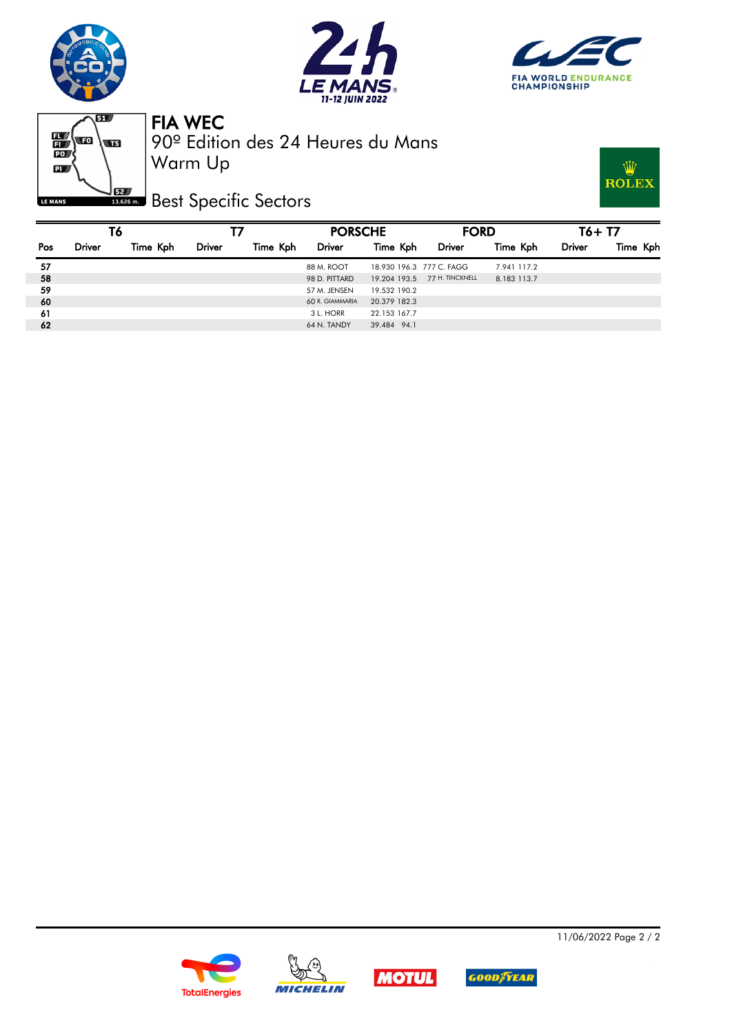# FIA WEC

90º Edition des 24 Heures du Mans

Warm Up

Best Specific Sectors

| | T6 | | | T7 | | | PORSCHE | | | FORD | | | T6+ T7 | | |
|---|---|---|---|---|---|---|---|---|---|---|---|---|---|---|---|
| Pos | Driver | Time | Kph | Driver | Time | Kph | Driver | Time | Kph | Driver | Time | Kph | Driver | Time | Kph |
| 57 | | | | | | | 88 M. ROOT | 18.930 | 196.3 | 777 C. FAGG | 7.941 | 117.2 | | | |
| 58 | | | | | | | 98 D. PITTARD | 19.204 | 193.5 | 77 H. TINCKNELL | 8.183 | 113.7 | | | |
| 59 | | | | | | | 57 M. JENSEN | 19.532 | 190.2 | | | | | | |
| 60 | | | | | | | 60 R. GIAMMARIA | 20.379 | 182.3 | | | | | | |
| 61 | | | | | | | 3 L. HORR | 22.153 | 167.7 | | | | | | |
| 62 | | | | | | | 64 N. TANDY | 39.484 | 94.1 | | | | | | |

11/06/2022